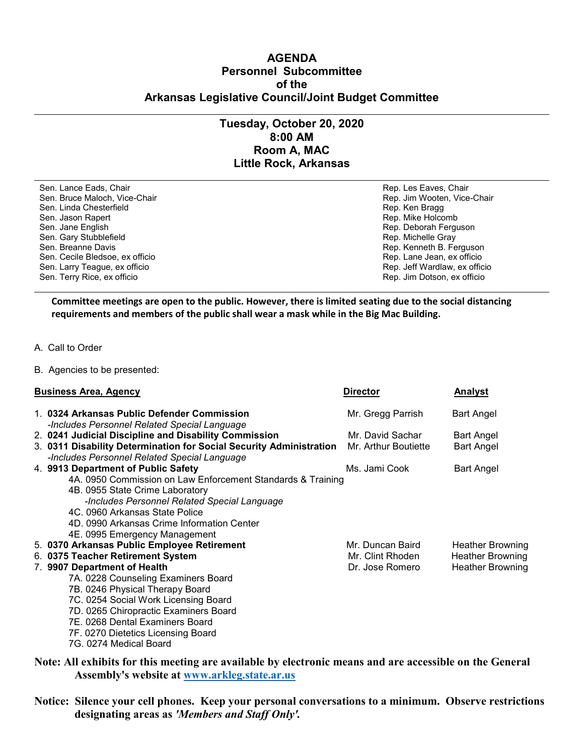# AGENDA
## Personnel Subcommittee
## of the
## Arkansas Legislative Council/Joint Budget Committee

---

### Tuesday, October 20, 2020
### 8:00 AM
### Room A, MAC
### Little Rock, Arkansas

---

| Senate | House |
|---|---|
| Sen. Lance Eads, Chair | Rep. Les Eaves, Chair |
| Sen. Bruce Maloch, Vice-Chair | Rep. Jim Wooten, Vice-Chair |
| Sen. Linda Chesterfield | Rep. Ken Bragg |
| Sen. Jason Rapert | Rep. Mike Holcomb |
| Sen. Jane English | Rep. Deborah Ferguson |
| Sen. Gary Stubblefield | Rep. Michelle Gray |
| Sen. Breanne Davis | Rep. Kenneth B. Ferguson |
| Sen. Cecile Bledsoe, ex officio | Rep. Lane Jean, ex officio |
| Sen. Larry Teague, ex officio | Rep. Jeff Wardlaw, ex officio |
| Sen. Terry Rice, ex officio | Rep. Jim Dotson, ex officio |

---

**Committee meetings are open to the public. However, there is limited seating due to the social distancing requirements and members of the public shall wear a mask while in the Big Mac Building.**

A. Call to Order

B. Agencies to be presented:

| <u>Business Area, Agency</u> | <u>Director</u> | <u>Analyst</u> |
|---|---|---|
| 1. **0324 Arkansas Public Defender Commission**<br>*-Includes Personnel Related Special Language* | Mr. Gregg Parrish | Bart Angel |
| 2. **0241 Judicial Discipline and Disability Commission** | Mr. David Sachar | Bart Angel |
| 3. **0311 Disability Determination for Social Security Administration**<br>*-Includes Personnel Related Special Language* | Mr. Arthur Boutiette | Bart Angel |
| 4. **9913 Department of Public Safety**<br>4A. 0950 Commission on Law Enforcement Standards & Training<br>4B. 0955 State Crime Laboratory<br>*-Includes Personnel Related Special Language*<br>4C. 0960 Arkansas State Police<br>4D. 0990 Arkansas Crime Information Center<br>4E. 0995 Emergency Management | Ms. Jami Cook | Bart Angel |
| 5. **0370 Arkansas Public Employee Retirement** | Mr. Duncan Baird | Heather Browning |
| 6. **0375 Teacher Retirement System** | Mr. Clint Rhoden | Heather Browning |
| 7. **9907 Department of Health**<br>7A. 0228 Counseling Examiners Board<br>7B. 0246 Physical Therapy Board<br>7C. 0254 Social Work Licensing Board<br>7D. 0265 Chiropractic Examiners Board<br>7E. 0268 Dental Examiners Board<br>7F. 0270 Dietetics Licensing Board<br>7G. 0274 Medical Board | Dr. Jose Romero | Heather Browning |

**Note: All exhibits for this meeting are available by electronic means and are accessible on the General Assembly's website at [www.arkleg.state.ar.us](http://www.arkleg.state.ar.us)**

**Notice: Silence your cell phones. Keep your personal conversations to a minimum. Observe restrictions designating areas as *'Members and Staff Only'*.**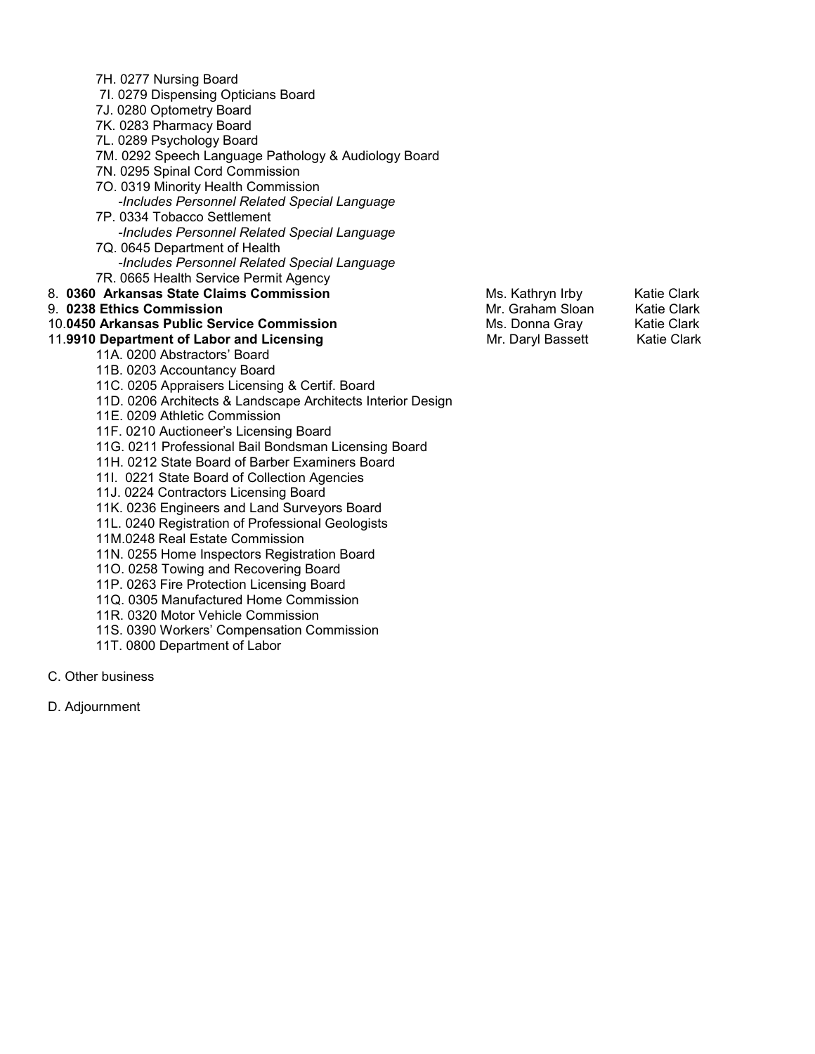- 7H. 0277 Nursing Board
- 7I. 0279 Dispensing Opticians Board
- 7J. 0280 Optometry Board
- 7K. 0283 Pharmacy Board
- 7L. 0289 Psychology Board
- 7M. 0292 Speech Language Pathology & Audiology Board
- 7N. 0295 Spinal Cord Commission
- 7O. 0319 Minority Health Commission
  - *-Includes Personnel Related Special Language*
- 7P. 0334 Tobacco Settlement
  - *-Includes Personnel Related Special Language*
- 7Q. 0645 Department of Health
  - *-Includes Personnel Related Special Language*
- 7R. 0665 Health Service Permit Agency

| | | |
|---|---|---|
| 8. **0360 Arkansas State Claims Commission** | Ms. Kathryn Irby | Katie Clark |
| 9. **0238 Ethics Commission** | Mr. Graham Sloan | Katie Clark |
| 10.**0450 Arkansas Public Service Commission** | Ms. Donna Gray | Katie Clark |
| 11.**9910 Department of Labor and Licensing** | Mr. Daryl Bassett | Katie Clark |

- 11A. 0200 Abstractors' Board
- 11B. 0203 Accountancy Board
- 11C. 0205 Appraisers Licensing & Certif. Board
- 11D. 0206 Architects & Landscape Architects Interior Design
- 11E. 0209 Athletic Commission
- 11F. 0210 Auctioneer's Licensing Board
- 11G. 0211 Professional Bail Bondsman Licensing Board
- 11H. 0212 State Board of Barber Examiners Board
- 11I. 0221 State Board of Collection Agencies
- 11J. 0224 Contractors Licensing Board
- 11K. 0236 Engineers and Land Surveyors Board
- 11L. 0240 Registration of Professional Geologists
- 11M.0248 Real Estate Commission
- 11N. 0255 Home Inspectors Registration Board
- 11O. 0258 Towing and Recovering Board
- 11P. 0263 Fire Protection Licensing Board
- 11Q. 0305 Manufactured Home Commission
- 11R. 0320 Motor Vehicle Commission
- 11S. 0390 Workers' Compensation Commission
- 11T. 0800 Department of Labor

C. Other business

D. Adjournment